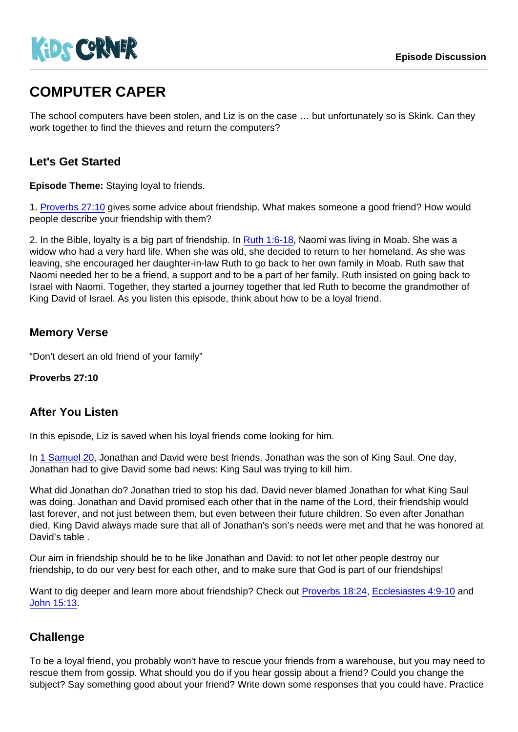KIDS CORNER

Episode Discussion

# COMPUTER CAPER

The school computers have been stolen, and Liz is on the case … but unfortunately so is Skink. Can they work together to find the thieves and return the computers?

## Let's Get Started

**Episode Theme:** Staying loyal to friends.

1. Proverbs 27:10 gives some advice about friendship. What makes someone a good friend? How would people describe your friendship with them?

2. In the Bible, loyalty is a big part of friendship. In Ruth 1:6-18, Naomi was living in Moab. She was a widow who had a very hard life. When she was old, she decided to return to her homeland. As she was leaving, she encouraged her daughter-in-law Ruth to go back to her own family in Moab. Ruth saw that Naomi needed her to be a friend, a support and to be a part of her family. Ruth insisted on going back to Israel with Naomi. Together, they started a journey together that led Ruth to become the grandmother of King David of Israel. As you listen this episode, think about how to be a loyal friend.

## Memory Verse

"Don't desert an old friend of your family"

**Proverbs 27:10**

## After You Listen

In this episode, Liz is saved when his loyal friends come looking for him.

In 1 Samuel 20, Jonathan and David were best friends. Jonathan was the son of King Saul. One day, Jonathan had to give David some bad news: King Saul was trying to kill him.

What did Jonathan do? Jonathan tried to stop his dad. David never blamed Jonathan for what King Saul was doing. Jonathan and David promised each other that in the name of the Lord, their friendship would last forever, and not just between them, but even between their future children. So even after Jonathan died, King David always made sure that all of Jonathan's son's needs were met and that he was honored at David's table .

Our aim in friendship should be to be like Jonathan and David: to not let other people destroy our friendship, to do our very best for each other, and to make sure that God is part of our friendships!

Want to dig deeper and learn more about friendship? Check out Proverbs 18:24, Ecclesiastes 4:9-10 and John 15:13.

## Challenge

To be a loyal friend, you probably won't have to rescue your friends from a warehouse, but you may need to rescue them from gossip. What should you do if you hear gossip about a friend? Could you change the subject? Say something good about your friend? Write down some responses that you could have. Practice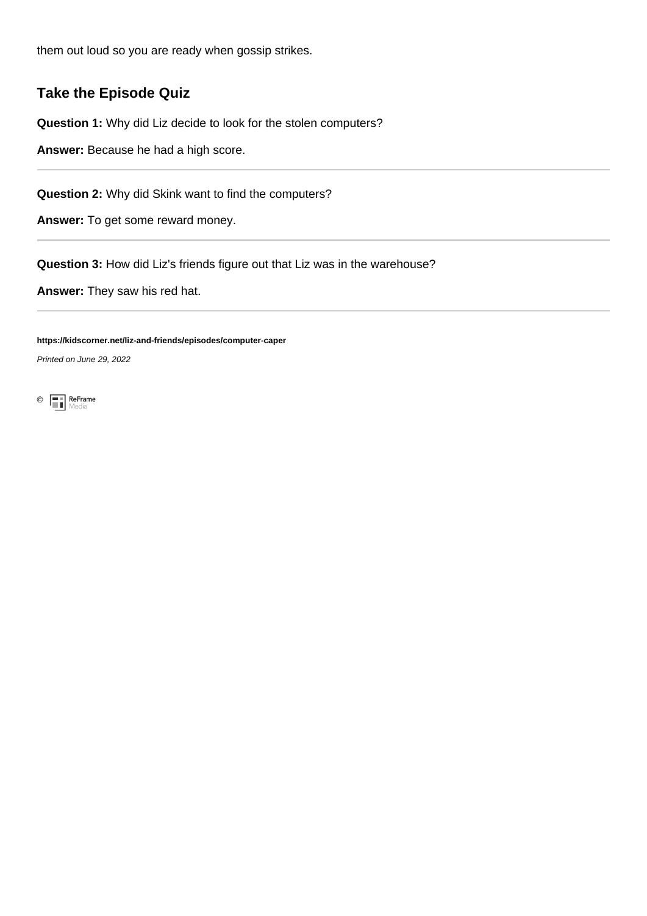them out loud so you are ready when gossip strikes.

## Take the Episode Quiz

**Question 1:** Why did Liz decide to look for the stolen computers?

**Answer:** Because he had a high score.

---

**Question 2:** Why did Skink want to find the computers?

**Answer:** To get some reward money.

---

**Question 3:** How did Liz's friends figure out that Liz was in the warehouse?

**Answer:** They saw his red hat.

---

**https://kidscorner.net/liz-and-friends/episodes/computer-caper**

*Printed on June 29, 2022*

© ReFrame Media